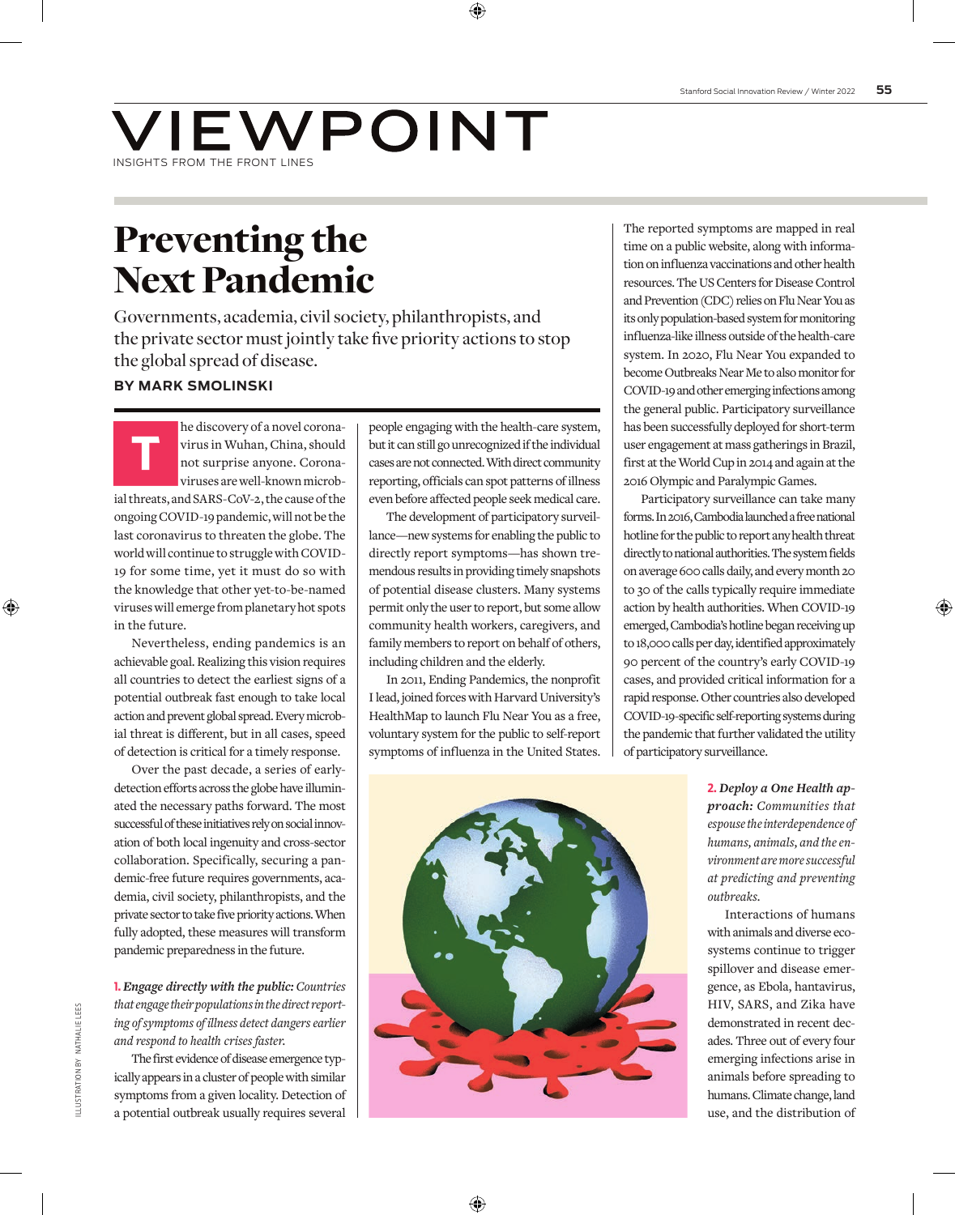# VIEWPOINT

INSIGHTS FROM THE FRONT LINES

# Preventing the Next Pandemic

Governments, academia, civil society, philanthropists, and the private sector must jointly take five priority actions to stop the global spread of disease.

**BY MARK SMOLINSKI**

The discovery of a novel coronavirus in Wuhan, China, should not surprise anyone. Coronaviruses are well-known microbial threats, and SARS-CoV-2, the cause of the ongoing COVID-19 pandemic, will not be the last coronavirus to threaten the globe. The world will continue to struggle with COVID-19 for some time, yet it must do so with the knowledge that other yet-to-be-named viruses will emerge from planetary hot spots in the future.

Nevertheless, ending pandemics is an achievable goal. Realizing this vision requires all countries to detect the earliest signs of a potential outbreak fast enough to take local action and prevent global spread. Every microbial threat is different, but in all cases, speed of detection is critical for a timely response.

Over the past decade, a series of early-detection efforts across the globe have illuminated the necessary paths forward. The most successful of these initiatives rely on social innovation of both local ingenuity and cross-sector collaboration. Specifically, securing a pandemic-free future requires governments, academia, civil society, philanthropists, and the private sector to take five priority actions. When fully adopted, these measures will transform pandemic preparedness in the future.

**1. *Engage directly with the public:*** *Countries that engage their populations in the direct reporting of symptoms of illness detect dangers earlier and respond to health crises faster.*

The first evidence of disease emergence typically appears in a cluster of people with similar symptoms from a given locality. Detection of a potential outbreak usually requires several people engaging with the health-care system, but it can still go unrecognized if the individual cases are not connected. With direct community reporting, officials can spot patterns of illness even before affected people seek medical care.

The development of participatory surveillance—new systems for enabling the public to directly report symptoms—has shown tremendous results in providing timely snapshots of potential disease clusters. Many systems permit only the user to report, but some allow community health workers, caregivers, and family members to report on behalf of others, including children and the elderly.

In 2011, Ending Pandemics, the nonprofit I lead, joined forces with Harvard University's HealthMap to launch Flu Near You as a free, voluntary system for the public to self-report symptoms of influenza in the United States. The reported symptoms are mapped in real time on a public website, along with information on influenza vaccinations and other health resources. The US Centers for Disease Control and Prevention (CDC) relies on Flu Near You as its only population-based system for monitoring influenza-like illness outside of the health-care system. In 2020, Flu Near You expanded to become Outbreaks Near Me to also monitor for COVID-19 and other emerging infections among the general public. Participatory surveillance has been successfully deployed for short-term user engagement at mass gatherings in Brazil, first at the World Cup in 2014 and again at the 2016 Olympic and Paralympic Games.

Participatory surveillance can take many forms. In 2016, Cambodia launched a free national hotline for the public to report any health threat directly to national authorities. The system fields on average 600 calls daily, and every month 20 to 30 of the calls typically require immediate action by health authorities. When COVID-19 emerged, Cambodia's hotline began receiving up to 18,000 calls per day, identified approximately 90 percent of the country's early COVID-19 cases, and provided critical information for a rapid response. Other countries also developed COVID-19-specific self-reporting systems during the pandemic that further validated the utility of participatory surveillance.

**2. *Deploy a One Health approach:*** *Communities that espouse the interdependence of humans, animals, and the environment are more successful at predicting and preventing outbreaks.*

Interactions of humans with animals and diverse ecosystems continue to trigger spillover and disease emergence, as Ebola, hantavirus, HIV, SARS, and Zika have demonstrated in recent decades. Three out of every four emerging infections arise in animals before spreading to humans. Climate change, land use, and the distribution of

ILLUSTRATION BY NATHALIE LEES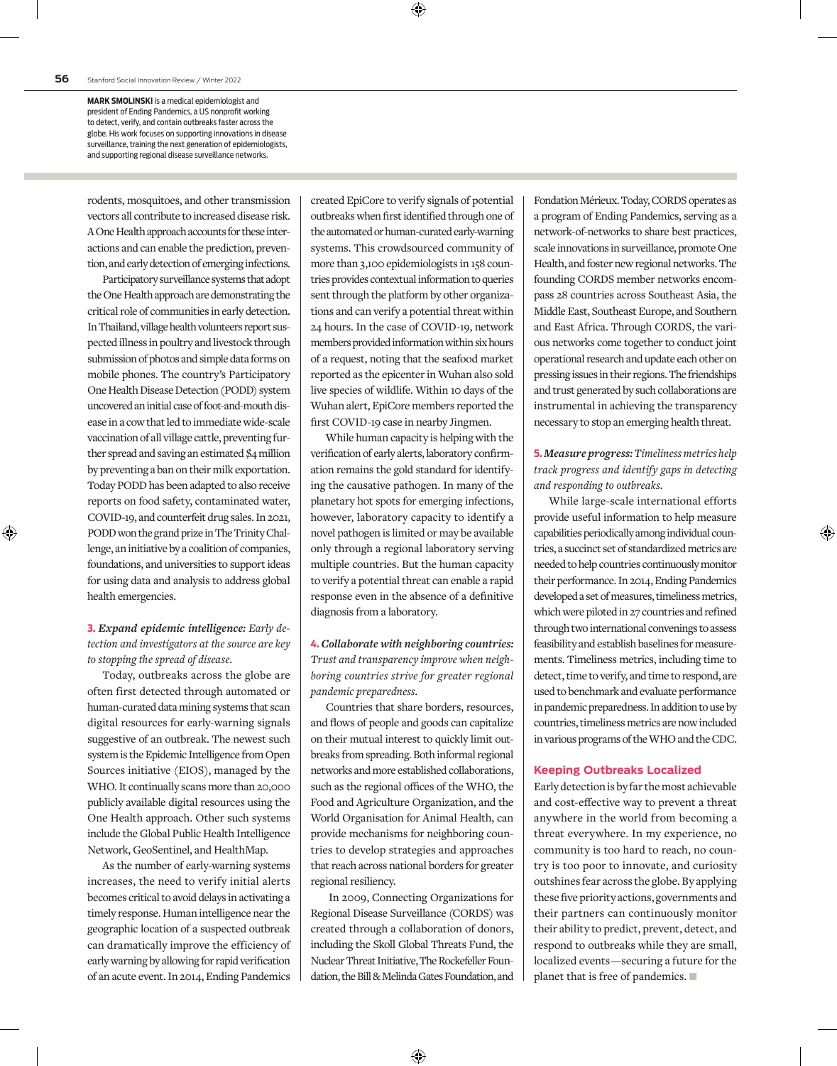**MARK SMOLINSKI** is a medical epidemiologist and president of Ending Pandemics, a US nonprofit working to detect, verify, and contain outbreaks faster across the globe. His work focuses on supporting innovations in disease surveillance, training the next generation of epidemiologists, and supporting regional disease surveillance networks.

rodents, mosquitoes, and other transmission vectors all contribute to increased disease risk. A One Health approach accounts for these interactions and can enable the prediction, prevention, and early detection of emerging infections.

Participatory surveillance systems that adopt the One Health approach are demonstrating the critical role of communities in early detection. In Thailand, village health volunteers report suspected illness in poultry and livestock through submission of photos and simple data forms on mobile phones. The country's Participatory One Health Disease Detection (PODD) system uncovered an initial case of foot-and-mouth disease in a cow that led to immediate wide-scale vaccination of all village cattle, preventing further spread and saving an estimated $4 million by preventing a ban on their milk exportation. Today PODD has been adapted to also receive reports on food safety, contaminated water, COVID-19, and counterfeit drug sales. In 2021, PODD won the grand prize in The Trinity Challenge, an initiative by a coalition of companies, foundations, and universities to support ideas for using data and analysis to address global health emergencies.

**3.** ***Expand epidemic intelligence:*** *Early detection and investigators at the source are key to stopping the spread of disease.*

Today, outbreaks across the globe are often first detected through automated or human-curated data mining systems that scan digital resources for early-warning signals suggestive of an outbreak. The newest such system is the Epidemic Intelligence from Open Sources initiative (EIOS), managed by the WHO. It continually scans more than 20,000 publicly available digital resources using the One Health approach. Other such systems include the Global Public Health Intelligence Network, GeoSentinel, and HealthMap.

As the number of early-warning systems increases, the need to verify initial alerts becomes critical to avoid delays in activating a timely response. Human intelligence near the geographic location of a suspected outbreak can dramatically improve the efficiency of early warning by allowing for rapid verification of an acute event. In 2014, Ending Pandemics created EpiCore to verify signals of potential outbreaks when first identified through one of the automated or human-curated early-warning systems. This crowdsourced community of more than 3,100 epidemiologists in 158 countries provides contextual information to queries sent through the platform by other organizations and can verify a potential threat within 24 hours. In the case of COVID-19, network members provided information within six hours of a request, noting that the seafood market reported as the epicenter in Wuhan also sold live species of wildlife. Within 10 days of the Wuhan alert, EpiCore members reported the first COVID-19 case in nearby Jingmen.

While human capacity is helping with the verification of early alerts, laboratory confirmation remains the gold standard for identifying the causative pathogen. In many of the planetary hot spots for emerging infections, however, laboratory capacity to identify a novel pathogen is limited or may be available only through a regional laboratory serving multiple countries. But the human capacity to verify a potential threat can enable a rapid response even in the absence of a definitive diagnosis from a laboratory.

**4.** ***Collaborate with neighboring countries:*** *Trust and transparency improve when neighboring countries strive for greater regional pandemic preparedness.*

Countries that share borders, resources, and flows of people and goods can capitalize on their mutual interest to quickly limit outbreaks from spreading. Both informal regional networks and more established collaborations, such as the regional offices of the WHO, the Food and Agriculture Organization, and the World Organisation for Animal Health, can provide mechanisms for neighboring countries to develop strategies and approaches that reach across national borders for greater regional resiliency.

In 2009, Connecting Organizations for Regional Disease Surveillance (CORDS) was created through a collaboration of donors, including the Skoll Global Threats Fund, the Nuclear Threat Initiative, The Rockefeller Foundation, the Bill & Melinda Gates Foundation, and Fondation Mérieux. Today, CORDS operates as a program of Ending Pandemics, serving as a network-of-networks to share best practices, scale innovations in surveillance, promote One Health, and foster new regional networks. The founding CORDS member networks encompass 28 countries across Southeast Asia, the Middle East, Southeast Europe, and Southern and East Africa. Through CORDS, the various networks come together to conduct joint operational research and update each other on pressing issues in their regions. The friendships and trust generated by such collaborations are instrumental in achieving the transparency necessary to stop an emerging health threat.

**5.** ***Measure progress:*** *Timeliness metrics help track progress and identify gaps in detecting and responding to outbreaks.*

While large-scale international efforts provide useful information to help measure capabilities periodically among individual countries, a succinct set of standardized metrics are needed to help countries continuously monitor their performance. In 2014, Ending Pandemics developed a set of measures, timeliness metrics, which were piloted in 27 countries and refined through two international convenings to assess feasibility and establish baselines for measurements. Timeliness metrics, including time to detect, time to verify, and time to respond, are used to benchmark and evaluate performance in pandemic preparedness. In addition to use by countries, timeliness metrics are now included in various programs of the WHO and the CDC.

## Keeping Outbreaks Localized

Early detection is by far the most achievable and cost-effective way to prevent a threat anywhere in the world from becoming a threat everywhere. In my experience, no community is too hard to reach, no country is too poor to innovate, and curiosity outshines fear across the globe. By applying these five priority actions, governments and their partners can continuously monitor their ability to predict, prevent, detect, and respond to outbreaks while they are small, localized events—securing a future for the planet that is free of pandemics. ■